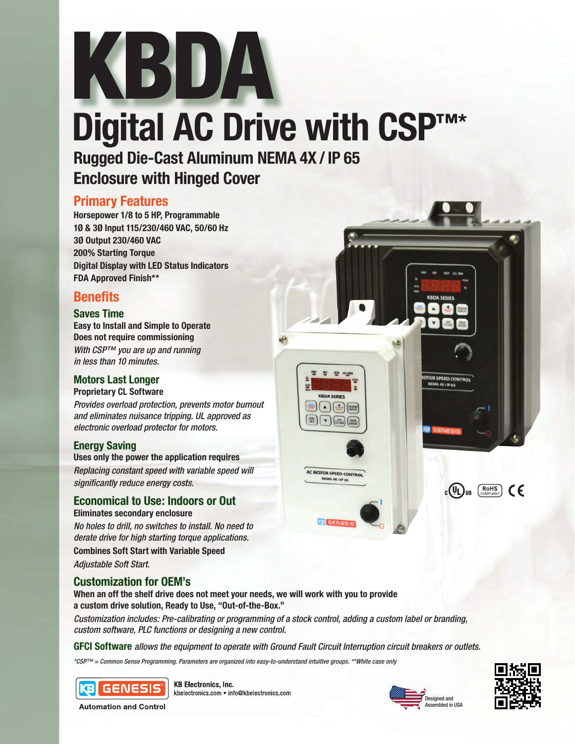# KBDA

# Digital AC Drive with CSP™*

## Rugged Die-Cast Aluminum NEMA 4X / IP 65 Enclosure with Hinged Cover

### Primary Features

**Horsepower 1/8 to 5 HP, Programmable**
**1Ø & 3Ø Input 115/230/460 VAC, 50/60 Hz**
**3Ø Output 230/460 VAC**
**200% Starting Torque**
**Digital Display with LED Status Indicators**
**FDA Approved Finish****

### Benefits

#### Saves Time

**Easy to Install and Simple to Operate**
**Does not require commissioning**
*With CSP™ you are up and running in less than 10 minutes.*

#### Motors Last Longer

**Proprietary CL Software**
*Provides overload protection, prevents motor burnout and eliminates nuisance tripping. UL approved as electronic overload protector for motors.*

#### Energy Saving

**Uses only the power the application requires**
*Replacing constant speed with variable speed will significantly reduce energy costs.*

#### Economical to Use: Indoors or Out

**Eliminates secondary enclosure**
*No holes to drill, no switches to install. No need to derate drive for high starting torque applications.*
**Combines Soft Start with Variable Speed**
*Adjustable Soft Start.*

#### Customization for OEM's

**When an off the shelf drive does not meet your needs, we will work with you to provide a custom drive solution, Ready to Use, "Out-of-the-Box."**

*Customization includes: Pre-calibrating or programming of a stock control, adding a custom label or branding, custom software, PLC functions or designing a new control.*

**GFCI Software** *allows the equipment to operate with Ground Fault Circuit Interruption circuit breakers or outlets.*

*\*CSP™ = Common Sense Programming. Parameters are organized into easy-to-understand intuitive groups. \*\*White case only*

KB GENESIS
Automation and Control

**KB Electronics, Inc.**
kbelectronics.com • info@kbelectronics.com

Designed and Assembled in USA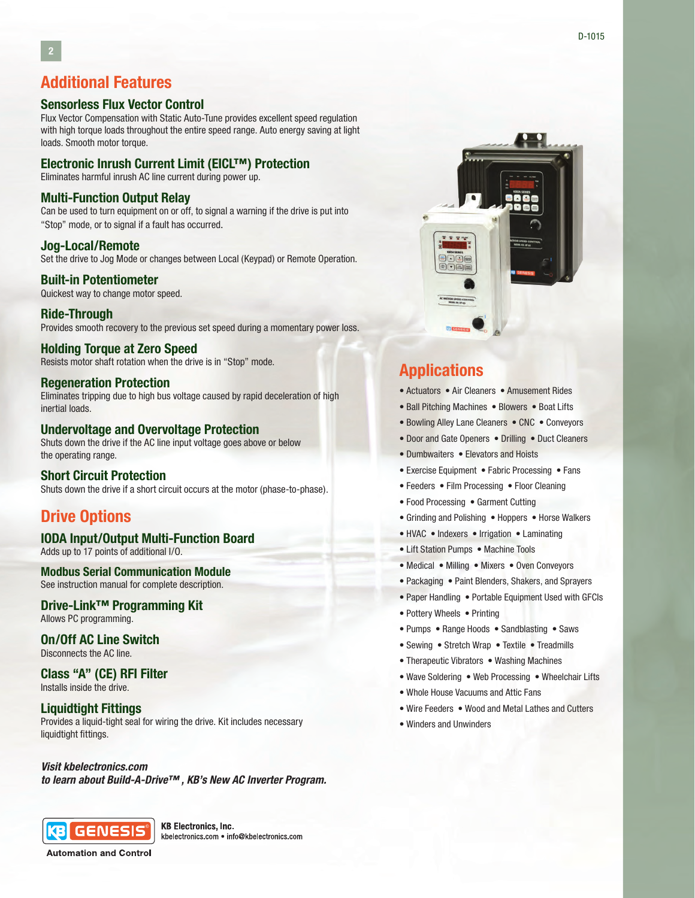## Additional Features

### Sensorless Flux Vector Control

Flux Vector Compensation with Static Auto-Tune provides excellent speed regulation with high torque loads throughout the entire speed range. Auto energy saving at light loads. Smooth motor torque.

### Electronic Inrush Current Limit (EICL™) Protection

Eliminates harmful inrush AC line current during power up.

### Multi-Function Output Relay

Can be used to turn equipment on or off, to signal a warning if the drive is put into "Stop" mode, or to signal if a fault has occurred.

### Jog-Local/Remote

Set the drive to Jog Mode or changes between Local (Keypad) or Remote Operation.

### Built-in Potentiometer

Quickest way to change motor speed.

### Ride-Through

Provides smooth recovery to the previous set speed during a momentary power loss.

### Holding Torque at Zero Speed

Resists motor shaft rotation when the drive is in "Stop" mode.

### Regeneration Protection

Eliminates tripping due to high bus voltage caused by rapid deceleration of high inertial loads.

### Undervoltage and Overvoltage Protection

Shuts down the drive if the AC line input voltage goes above or below the operating range.

### Short Circuit Protection

Shuts down the drive if a short circuit occurs at the motor (phase-to-phase).

## Drive Options

### IODA Input/Output Multi-Function Board

Adds up to 17 points of additional I/O.

### Modbus Serial Communication Module

See instruction manual for complete description.

### Drive-Link™ Programming Kit

Allows PC programming.

### On/Off AC Line Switch

Disconnects the AC line.

### Class "A" (CE) RFI Filter

Installs inside the drive.

### Liquidtight Fittings

Provides a liquid-tight seal for wiring the drive. Kit includes necessary liquidtight fittings.

***Visit kbelectronics.com to learn about Build-A-Drive™, KB's New AC Inverter Program.***

## Applications

- Actuators • Air Cleaners • Amusement Rides
- Ball Pitching Machines • Blowers • Boat Lifts
- Bowling Alley Lane Cleaners • CNC • Conveyors
- Door and Gate Openers • Drilling • Duct Cleaners
- Dumbwaiters • Elevators and Hoists
- Exercise Equipment • Fabric Processing • Fans
- Feeders • Film Processing • Floor Cleaning
- Food Processing • Garment Cutting
- Grinding and Polishing • Hoppers • Horse Walkers
- HVAC • Indexers • Irrigation • Laminating
- Lift Station Pumps • Machine Tools
- Medical • Milling • Mixers • Oven Conveyors
- Packaging • Paint Blenders, Shakers, and Sprayers
- Paper Handling • Portable Equipment Used with GFCIs
- Pottery Wheels • Printing
- Pumps • Range Hoods • Sandblasting • Saws
- Sewing • Stretch Wrap • Textile • Treadmills
- Therapeutic Vibrators • Washing Machines
- Wave Soldering • Web Processing • Wheelchair Lifts
- Whole House Vacuums and Attic Fans
- Wire Feeders • Wood and Metal Lathes and Cutters
- Winders and Unwinders

KB GENESIS Automation and Control

**KB Electronics, Inc.**
kbelectronics.com • info@kbelectronics.com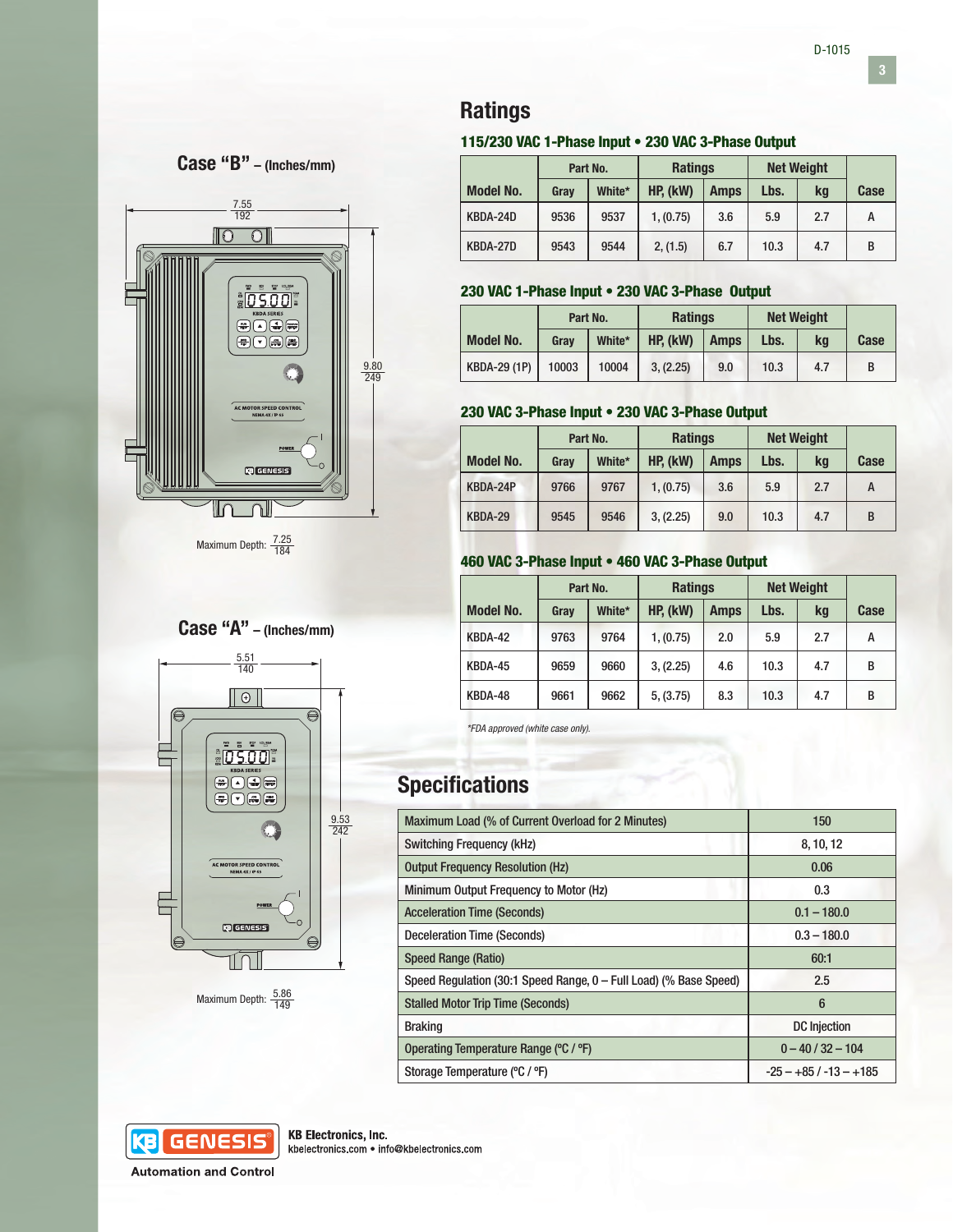## Case "B" – (Inches/mm)

7.55 / 192

9.80 / 249

Maximum Depth: 7.25 / 184

## Case "A" – (Inches/mm)

5.51 / 140

9.53 / 242

Maximum Depth: 5.86 / 149

# Ratings

### 115/230 VAC 1-Phase Input • 230 VAC 3-Phase Output

| Model No. | Part No. | | Ratings | | Net Weight | | Case |
|---|---|---|---|---|---|---|---|
| | Gray | White* | HP, (kW) | Amps | Lbs. | kg | |
| KBDA-24D | 9536 | 9537 | 1, (0.75) | 3.6 | 5.9 | 2.7 | A |
| KBDA-27D | 9543 | 9544 | 2, (1.5) | 6.7 | 10.3 | 4.7 | B |

### 230 VAC 1-Phase Input • 230 VAC 3-Phase Output

| Model No. | Part No. | | Ratings | | Net Weight | | Case |
|---|---|---|---|---|---|---|---|
| | Gray | White* | HP, (kW) | Amps | Lbs. | kg | |
| KBDA-29 (1P) | 10003 | 10004 | 3, (2.25) | 9.0 | 10.3 | 4.7 | B |

### 230 VAC 3-Phase Input • 230 VAC 3-Phase Output

| Model No. | Part No. | | Ratings | | Net Weight | | Case |
|---|---|---|---|---|---|---|---|
| | Gray | White* | HP, (kW) | Amps | Lbs. | kg | |
| KBDA-24P | 9766 | 9767 | 1, (0.75) | 3.6 | 5.9 | 2.7 | A |
| KBDA-29 | 9545 | 9546 | 3, (2.25) | 9.0 | 10.3 | 4.7 | B |

### 460 VAC 3-Phase Input • 460 VAC 3-Phase Output

| Model No. | Part No. | | Ratings | | Net Weight | | Case |
|---|---|---|---|---|---|---|---|
| | Gray | White* | HP, (kW) | Amps | Lbs. | kg | |
| KBDA-42 | 9763 | 9764 | 1, (0.75) | 2.0 | 5.9 | 2.7 | A |
| KBDA-45 | 9659 | 9660 | 3, (2.25) | 4.6 | 10.3 | 4.7 | B |
| KBDA-48 | 9661 | 9662 | 5, (3.75) | 8.3 | 10.3 | 4.7 | B |

*FDA approved (white case only).*

# Specifications

| Specification | Value |
|---|---|
| Maximum Load (% of Current Overload for 2 Minutes) | 150 |
| Switching Frequency (kHz) | 8, 10, 12 |
| Output Frequency Resolution (Hz) | 0.06 |
| Minimum Output Frequency to Motor (Hz) | 0.3 |
| Acceleration Time (Seconds) | 0.1 – 180.0 |
| Deceleration Time (Seconds) | 0.3 – 180.0 |
| Speed Range (Ratio) | 60:1 |
| Speed Regulation (30:1 Speed Range, 0 – Full Load) (% Base Speed) | 2.5 |
| Stalled Motor Trip Time (Seconds) | 6 |
| Braking | DC Injection |
| Operating Temperature Range (ºC / ºF) | 0 – 40 / 32 – 104 |
| Storage Temperature (ºC / ºF) | -25 – +85 / -13 – +185 |

KB GENESIS Automation and Control

**KB Electronics, Inc.**
kbelectronics.com • info@kbelectronics.com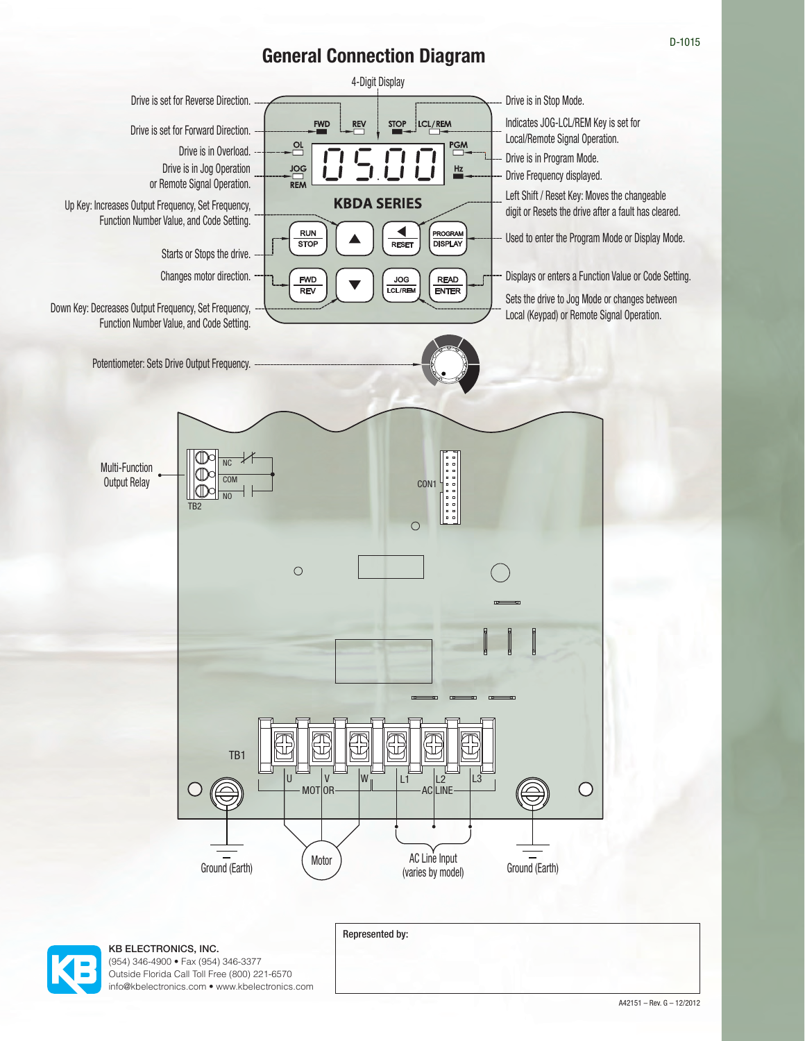D-1015

# General Connection Diagram

4-Digit Display

Drive is set for Reverse Direction.

Drive is set for Forward Direction.

Drive is in Overload.

Drive is in Jog Operation or Remote Signal Operation.

Up Key: Increases Output Frequency, Set Frequency, Function Number Value, and Code Setting.

Starts or Stops the drive.

Changes motor direction.

Down Key: Decreases Output Frequency, Set Frequency, Function Number Value, and Code Setting.

Drive is in Stop Mode.

Indicates JOG-LCL/REM Key is set for Local/Remote Signal Operation.

Drive is in Program Mode.

Drive Frequency displayed.

Left Shift / Reset Key: Moves the changeable digit or Resets the drive after a fault has cleared.

Used to enter the Program Mode or Display Mode.

Displays or enters a Function Value or Code Setting.

Sets the drive to Jog Mode or changes between Local (Keypad) or Remote Signal Operation.

FWD REV STOP LCL/REM OL PGM JOG REM Hz 0500

KBDA SERIES

RUN STOP ▲ ◀ RESET PROGRAM DISPLAY FWD REV ▼ JOG LCL/REM READ ENTER

Potentiometer: Sets Drive Output Frequency.

Multi-Function Output Relay

NC COM NO TB2

CON1

TB1

U V W L1 L2 L3

MOTOR AC LINE

Ground (Earth) Motor AC Line Input (varies by model) Ground (Earth)

**KB ELECTRONICS, INC.**
(954) 346-4900 • Fax (954) 346-3377
Outside Florida Call Toll Free (800) 221-6570
info@kbelectronics.com • www.kbelectronics.com

**Represented by:**

A42151 – Rev. G – 12/2012